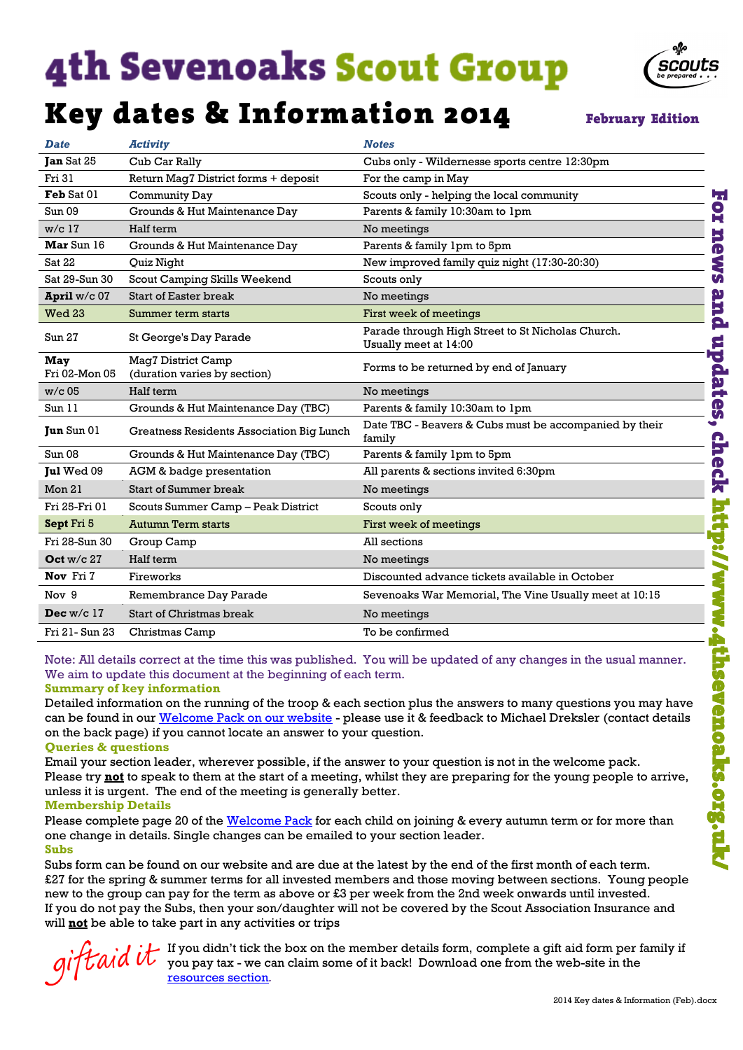# 4th Sevenoaks Scout Group

## Key dates & Information 2014

**February Edition**

| *Date* | *Activity* | *Notes* |
|---|---|---|
| **Jan** Sat 25 | Cub Car Rally | Cubs only - Wildernesse sports centre 12:30pm |
| Fri 31 | Return Mag7 District forms + deposit | For the camp in May |
| **Feb** Sat 01 | Community Day | Scouts only - helping the local community |
| Sun 09 | Grounds & Hut Maintenance Day | Parents & family 10:30am to 1pm |
| w/c 17 | Half term | No meetings |
| **Mar** Sun 16 | Grounds & Hut Maintenance Day | Parents & family 1pm to 5pm |
| Sat 22 | Quiz Night | New improved family quiz night (17:30-20:30) |
| Sat 29-Sun 30 | Scout Camping Skills Weekend | Scouts only |
| **April** w/c 07 | Start of Easter break | No meetings |
| Wed 23 | Summer term starts | First week of meetings |
| Sun 27 | St George's Day Parade | Parade through High Street to St Nicholas Church. Usually meet at 14:00 |
| **May** Fri 02-Mon 05 | Mag7 District Camp (duration varies by section) | Forms to be returned by end of January |
| w/c 05 | Half term | No meetings |
| Sun 11 | Grounds & Hut Maintenance Day (TBC) | Parents & family 10:30am to 1pm |
| **Jun** Sun 01 | Greatness Residents Association Big Lunch | Date TBC - Beavers & Cubs must be accompanied by their family |
| Sun 08 | Grounds & Hut Maintenance Day (TBC) | Parents & family 1pm to 5pm |
| **Jul** Wed 09 | AGM & badge presentation | All parents & sections invited 6:30pm |
| Mon 21 | Start of Summer break | No meetings |
| Fri 25-Fri 01 | Scouts Summer Camp – Peak District | Scouts only |
| **Sept** Fri 5 | Autumn Term starts | First week of meetings |
| Fri 28-Sun 30 | Group Camp | All sections |
| **Oct** w/c 27 | Half term | No meetings |
| **Nov** Fri 7 | Fireworks | Discounted advance tickets available in October |
| Nov 9 | Remembrance Day Parade | Sevenoaks War Memorial, The Vine Usually meet at 10:15 |
| **Dec** w/c 17 | Start of Christmas break | No meetings |
| Fri 21- Sun 23 | Christmas Camp | To be confirmed |

**For news and updates, check http://www.4thsevenoaks.org.uk/**

Note: All details correct at the time this was published. You will be updated of any changes in the usual manner. We aim to update this document at the beginning of each term.

### Summary of key information

Detailed information on the running of the troop & each section plus the answers to many questions you may have can be found in our Welcome Pack on our website - please use it & feedback to Michael Dreksler (contact details on the back page) if you cannot locate an answer to your question.

### Queries & questions

Email your section leader, wherever possible, if the answer to your question is not in the welcome pack. Please try **not** to speak to them at the start of a meeting, whilst they are preparing for the young people to arrive, unless it is urgent. The end of the meeting is generally better.

### Membership Details

Please complete page 20 of the Welcome Pack for each child on joining & every autumn term or for more than one change in details. Single changes can be emailed to your section leader.

### Subs

Subs form can be found on our website and are due at the latest by the end of the first month of each term. £27 for the spring & summer terms for all invested members and those moving between sections. Young people new to the group can pay for the term as above or £3 per week from the 2nd week onwards until invested. If you do not pay the Subs, then your son/daughter will not be covered by the Scout Association Insurance and will **not** be able to take part in any activities or trips

*giftaid it* If you didn't tick the box on the member details form, complete a gift aid form per family if you pay tax - we can claim some of it back! Download one from the web-site in the resources section.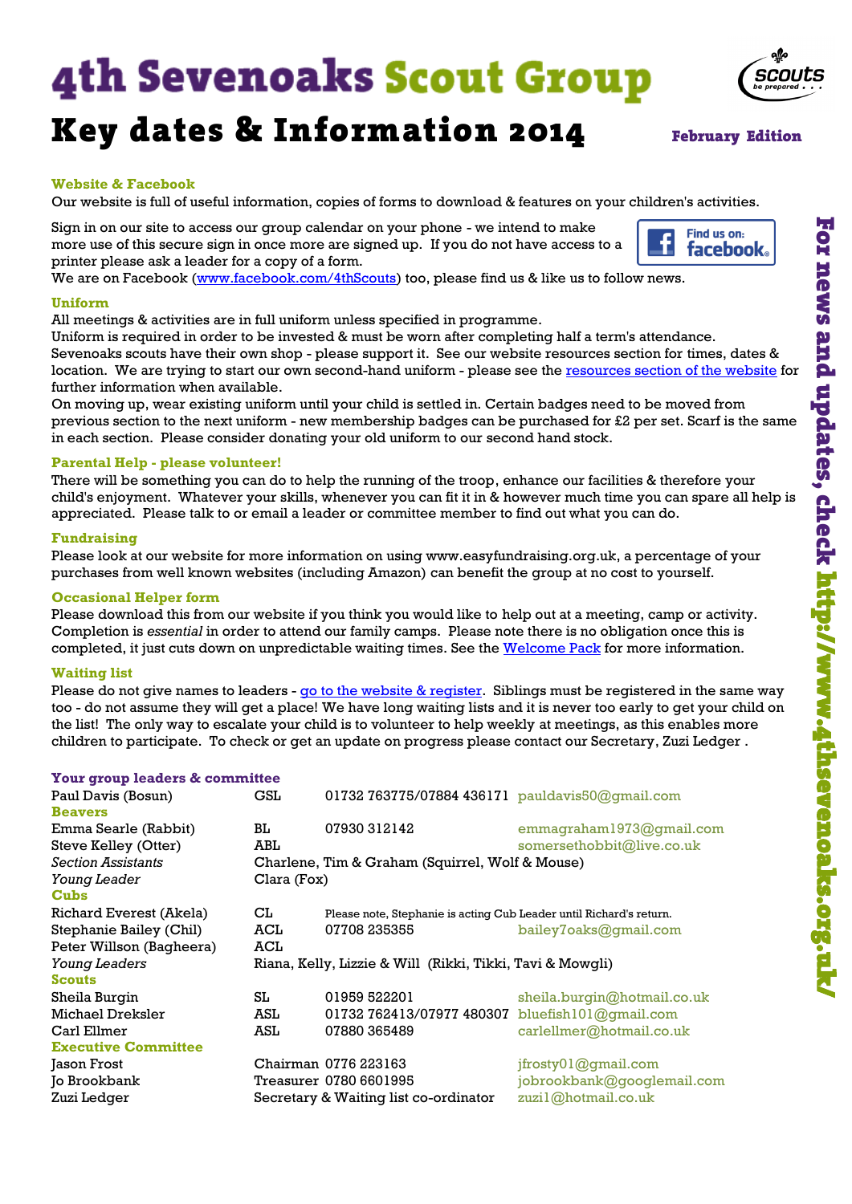# 4th Sevenoaks Scout Group

# Key dates & Information 2014

**February Edition**

For news and updates, check http://www.4thsevenoaks.org.uk/

### Website & Facebook

Our website is full of useful information, copies of forms to download & features on your children's activities.

Sign in on our site to access our group calendar on your phone - we intend to make more use of this secure sign in once more are signed up. If you do not have access to a printer please ask a leader for a copy of a form.

Find us on: facebook

We are on Facebook ([www.facebook.com/4thScouts](www.facebook.com/4thScouts)) too, please find us & like us to follow news.

### Uniform

All meetings & activities are in full uniform unless specified in programme.
Uniform is required in order to be invested & must be worn after completing half a term's attendance.
Sevenoaks scouts have their own shop - please support it. See our website resources section for times, dates & location. We are trying to start our own second-hand uniform - please see the resources section of the website for further information when available.
On moving up, wear existing uniform until your child is settled in. Certain badges need to be moved from previous section to the next uniform - new membership badges can be purchased for £2 per set. Scarf is the same in each section. Please consider donating your old uniform to our second hand stock.

### Parental Help - please volunteer!

There will be something you can do to help the running of the troop, enhance our facilities & therefore your child's enjoyment. Whatever your skills, whenever you can fit it in & however much time you can spare all help is appreciated. Please talk to or email a leader or committee member to find out what you can do.

### Fundraising

Please look at our website for more information on using www.easyfundraising.org.uk, a percentage of your purchases from well known websites (including Amazon) can benefit the group at no cost to yourself.

### Occasional Helper form

Please download this from our website if you think you would like to help out at a meeting, camp or activity. Completion is *essential* in order to attend our family camps. Please note there is no obligation once this is completed, it just cuts down on unpredictable waiting times. See the Welcome Pack for more information.

### Waiting list

Please do not give names to leaders - go to the website & register. Siblings must be registered in the same way too - do not assume they will get a place! We have long waiting lists and it is never too early to get your child on the list! The only way to escalate your child is to volunteer to help weekly at meetings, as this enables more children to participate. To check or get an update on progress please contact our Secretary, Zuzi Ledger .

### Your group leaders & committee

| | | | |
|---|---|---|---|
| Paul Davis (Bosun) | GSL | 01732 763775/07884 436171 | pauldavis50@gmail.com |
| **Beavers** | | | |
| Emma Searle (Rabbit) | BL | 07930 312142 | emmagraham1973@gmail.com |
| Steve Kelley (Otter) | ABL | | somersethobbit@live.co.uk |
| *Section Assistants* | Charlene, Tim & Graham (Squirrel, Wolf & Mouse) | | |
| *Young Leader* | Clara (Fox) | | |
| **Cubs** | | | |
| Richard Everest (Akela) | CL | Please note, Stephanie is acting Cub Leader until Richard's return. | |
| Stephanie Bailey (Chil) | ACL | 07708 235355 | bailey7oaks@gmail.com |
| Peter Willson (Bagheera) | ACL | | |
| *Young Leaders* | Riana, Kelly, Lizzie & Will (Rikki, Tikki, Tavi & Mowgli) | | |
| **Scouts** | | | |
| Sheila Burgin | SL | 01959 522201 | sheila.burgin@hotmail.co.uk |
| Michael Dreksler | ASL | 01732 762413/07977 480307 | bluefish101@gmail.com |
| Carl Ellmer | ASL | 07880 365489 | carlellmer@hotmail.co.uk |
| **Executive Committee** | | | |
| Jason Frost | Chairman | 0776 223163 | jfrosty01@gmail.com |
| Jo Brookbank | Treasurer | 0780 6601995 | jobrookbank@googlemail.com |
| Zuzi Ledger | Secretary & Waiting list co-ordinator | | zuzi1@hotmail.co.uk |